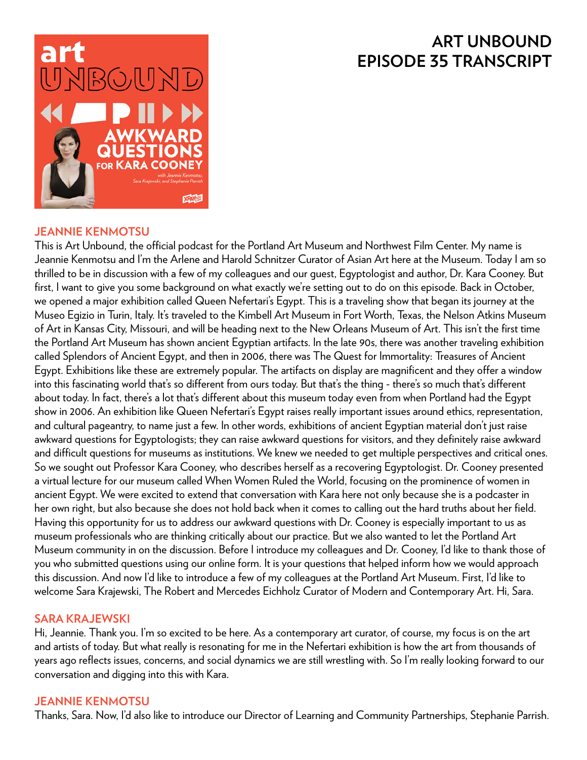# ART UNBOUND EPISODE 35 TRANSCRIPT

## JEANNIE KENMOTSU

This is Art Unbound, the official podcast for the Portland Art Museum and Northwest Film Center. My name is Jeannie Kenmotsu and I'm the Arlene and Harold Schnitzer Curator of Asian Art here at the Museum. Today I am so thrilled to be in discussion with a few of my colleagues and our guest, Egyptologist and author, Dr. Kara Cooney. But first, I want to give you some background on what exactly we're setting out to do on this episode. Back in October, we opened a major exhibition called Queen Nefertari's Egypt. This is a traveling show that began its journey at the Museo Egizio in Turin, Italy. It's traveled to the Kimbell Art Museum in Fort Worth, Texas, the Nelson Atkins Museum of Art in Kansas City, Missouri, and will be heading next to the New Orleans Museum of Art. This isn't the first time the Portland Art Museum has shown ancient Egyptian artifacts. In the late 90s, there was another traveling exhibition called Splendors of Ancient Egypt, and then in 2006, there was The Quest for Immortality: Treasures of Ancient Egypt. Exhibitions like these are extremely popular. The artifacts on display are magnificent and they offer a window into this fascinating world that's so different from ours today. But that's the thing - there's so much that's different about today. In fact, there's a lot that's different about this museum today even from when Portland had the Egypt show in 2006. An exhibition like Queen Nefertari's Egypt raises really important issues around ethics, representation, and cultural pageantry, to name just a few. In other words, exhibitions of ancient Egyptian material don't just raise awkward questions for Egyptologists; they can raise awkward questions for visitors, and they definitely raise awkward and difficult questions for museums as institutions. We knew we needed to get multiple perspectives and critical ones. So we sought out Professor Kara Cooney, who describes herself as a recovering Egyptologist. Dr. Cooney presented a virtual lecture for our museum called When Women Ruled the World, focusing on the prominence of women in ancient Egypt. We were excited to extend that conversation with Kara here not only because she is a podcaster in her own right, but also because she does not hold back when it comes to calling out the hard truths about her field. Having this opportunity for us to address our awkward questions with Dr. Cooney is especially important to us as museum professionals who are thinking critically about our practice. But we also wanted to let the Portland Art Museum community in on the discussion. Before I introduce my colleagues and Dr. Cooney, I'd like to thank those of you who submitted questions using our online form. It is your questions that helped inform how we would approach this discussion. And now I'd like to introduce a few of my colleagues at the Portland Art Museum. First, I'd like to welcome Sara Krajewski, The Robert and Mercedes Eichholz Curator of Modern and Contemporary Art. Hi, Sara.

## SARA KRAJEWSKI

Hi, Jeannie. Thank you. I'm so excited to be here. As a contemporary art curator, of course, my focus is on the art and artists of today. But what really is resonating for me in the Nefertari exhibition is how the art from thousands of years ago reflects issues, concerns, and social dynamics we are still wrestling with. So I'm really looking forward to our conversation and digging into this with Kara.

## JEANNIE KENMOTSU

Thanks, Sara. Now, I'd also like to introduce our Director of Learning and Community Partnerships, Stephanie Parrish.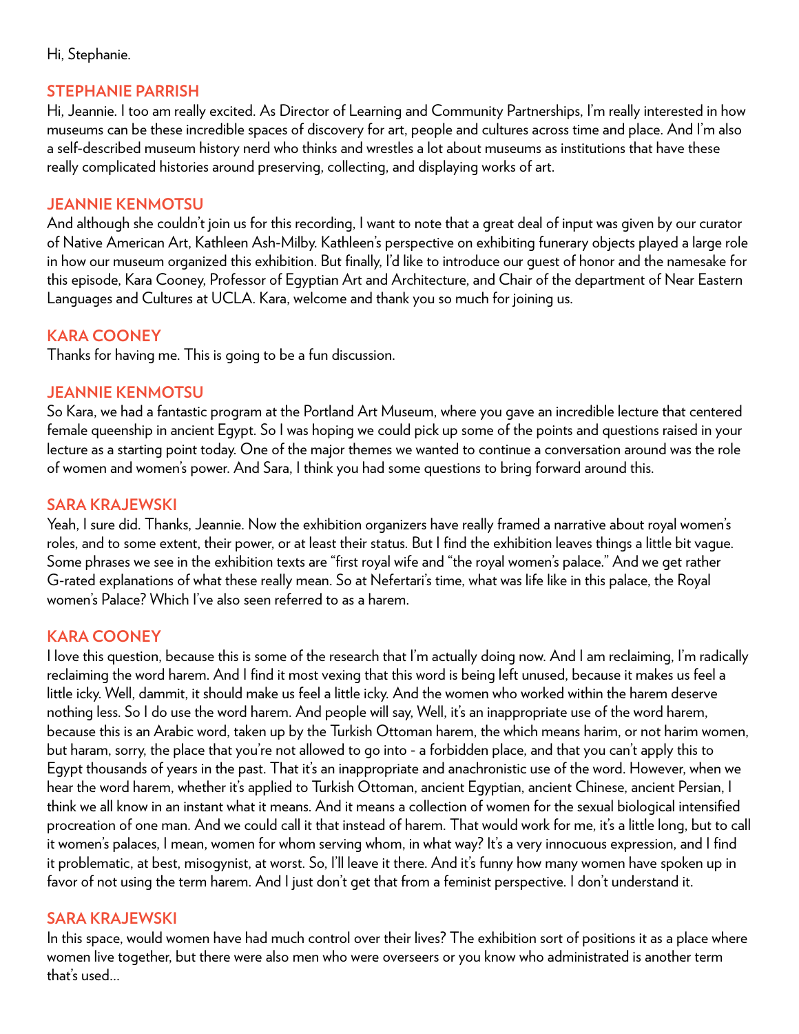Hi, Stephanie.

**STEPHANIE PARRISH**
Hi, Jeannie. I too am really excited. As Director of Learning and Community Partnerships, I'm really interested in how museums can be these incredible spaces of discovery for art, people and cultures across time and place. And I'm also a self-described museum history nerd who thinks and wrestles a lot about museums as institutions that have these really complicated histories around preserving, collecting, and displaying works of art.

**JEANNIE KENMOTSU**
And although she couldn't join us for this recording, I want to note that a great deal of input was given by our curator of Native American Art, Kathleen Ash-Milby. Kathleen's perspective on exhibiting funerary objects played a large role in how our museum organized this exhibition. But finally, I'd like to introduce our guest of honor and the namesake for this episode, Kara Cooney, Professor of Egyptian Art and Architecture, and Chair of the department of Near Eastern Languages and Cultures at UCLA. Kara, welcome and thank you so much for joining us.

**KARA COONEY**
Thanks for having me. This is going to be a fun discussion.

**JEANNIE KENMOTSU**
So Kara, we had a fantastic program at the Portland Art Museum, where you gave an incredible lecture that centered female queenship in ancient Egypt. So I was hoping we could pick up some of the points and questions raised in your lecture as a starting point today. One of the major themes we wanted to continue a conversation around was the role of women and women's power. And Sara, I think you had some questions to bring forward around this.

**SARA KRAJEWSKI**
Yeah, I sure did. Thanks, Jeannie. Now the exhibition organizers have really framed a narrative about royal women's roles, and to some extent, their power, or at least their status. But I find the exhibition leaves things a little bit vague. Some phrases we see in the exhibition texts are "first royal wife and "the royal women's palace." And we get rather G-rated explanations of what these really mean. So at Nefertari's time, what was life like in this palace, the Royal women's Palace? Which I've also seen referred to as a harem.

**KARA COONEY**
I love this question, because this is some of the research that I'm actually doing now. And I am reclaiming, I'm radically reclaiming the word harem. And I find it most vexing that this word is being left unused, because it makes us feel a little icky. Well, dammit, it should make us feel a little icky. And the women who worked within the harem deserve nothing less. So I do use the word harem. And people will say, Well, it's an inappropriate use of the word harem, because this is an Arabic word, taken up by the Turkish Ottoman harem, the which means harim, or not harim women, but haram, sorry, the place that you're not allowed to go into - a forbidden place, and that you can't apply this to Egypt thousands of years in the past. That it's an inappropriate and anachronistic use of the word. However, when we hear the word harem, whether it's applied to Turkish Ottoman, ancient Egyptian, ancient Chinese, ancient Persian, I think we all know in an instant what it means. And it means a collection of women for the sexual biological intensified procreation of one man. And we could call it that instead of harem. That would work for me, it's a little long, but to call it women's palaces, I mean, women for whom serving whom, in what way? It's a very innocuous expression, and I find it problematic, at best, misogynist, at worst. So, I'll leave it there. And it's funny how many women have spoken up in favor of not using the term harem. And I just don't get that from a feminist perspective. I don't understand it.

**SARA KRAJEWSKI**
In this space, would women have had much control over their lives? The exhibition sort of positions it as a place where women live together, but there were also men who were overseers or you know who administrated is another term that's used...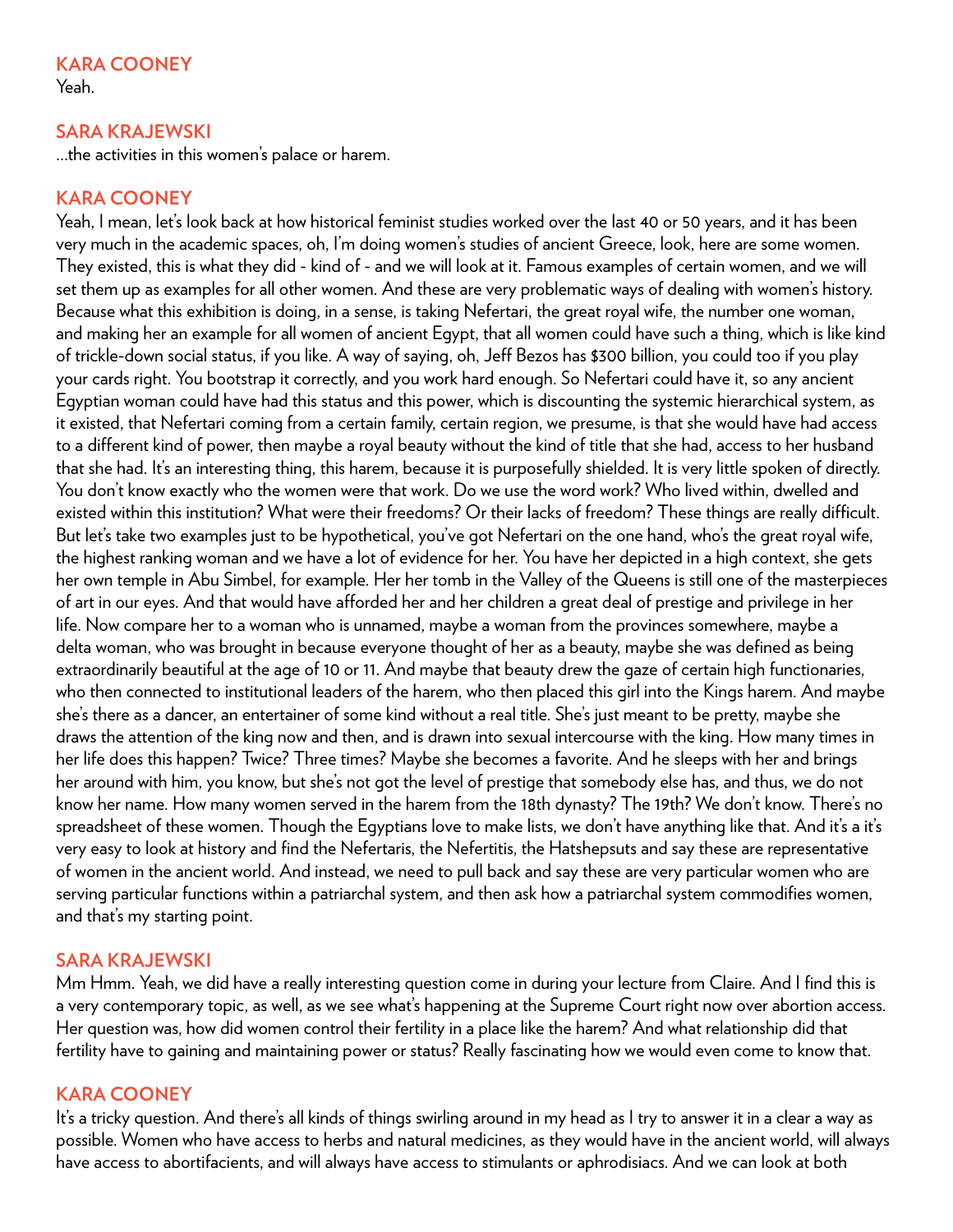**KARA COONEY**
Yeah.

**SARA KRAJEWSKI**
...the activities in this women's palace or harem.

**KARA COONEY**
Yeah, I mean, let's look back at how historical feminist studies worked over the last 40 or 50 years, and it has been very much in the academic spaces, oh, I'm doing women's studies of ancient Greece, look, here are some women. They existed, this is what they did - kind of - and we will look at it. Famous examples of certain women, and we will set them up as examples for all other women. And these are very problematic ways of dealing with women's history. Because what this exhibition is doing, in a sense, is taking Nefertari, the great royal wife, the number one woman, and making her an example for all women of ancient Egypt, that all women could have such a thing, which is like kind of trickle-down social status, if you like. A way of saying, oh, Jeff Bezos has $300 billion, you could too if you play your cards right. You bootstrap it correctly, and you work hard enough. So Nefertari could have it, so any ancient Egyptian woman could have had this status and this power, which is discounting the systemic hierarchical system, as it existed, that Nefertari coming from a certain family, certain region, we presume, is that she would have had access to a different kind of power, then maybe a royal beauty without the kind of title that she had, access to her husband that she had. It's an interesting thing, this harem, because it is purposefully shielded. It is very little spoken of directly. You don't know exactly who the women were that work. Do we use the word work? Who lived within, dwelled and existed within this institution? What were their freedoms? Or their lacks of freedom? These things are really difficult. But let's take two examples just to be hypothetical, you've got Nefertari on the one hand, who's the great royal wife, the highest ranking woman and we have a lot of evidence for her. You have her depicted in a high context, she gets her own temple in Abu Simbel, for example. Her her tomb in the Valley of the Queens is still one of the masterpieces of art in our eyes. And that would have afforded her and her children a great deal of prestige and privilege in her life. Now compare her to a woman who is unnamed, maybe a woman from the provinces somewhere, maybe a delta woman, who was brought in because everyone thought of her as a beauty, maybe she was defined as being extraordinarily beautiful at the age of 10 or 11. And maybe that beauty drew the gaze of certain high functionaries, who then connected to institutional leaders of the harem, who then placed this girl into the Kings harem. And maybe she's there as a dancer, an entertainer of some kind without a real title. She's just meant to be pretty, maybe she draws the attention of the king now and then, and is drawn into sexual intercourse with the king. How many times in her life does this happen? Twice? Three times? Maybe she becomes a favorite. And he sleeps with her and brings her around with him, you know, but she's not got the level of prestige that somebody else has, and thus, we do not know her name. How many women served in the harem from the 18th dynasty? The 19th? We don't know. There's no spreadsheet of these women. Though the Egyptians love to make lists, we don't have anything like that. And it's a it's very easy to look at history and find the Nefertaris, the Nefertitis, the Hatshepsuts and say these are representative of women in the ancient world. And instead, we need to pull back and say these are very particular women who are serving particular functions within a patriarchal system, and then ask how a patriarchal system commodifies women, and that's my starting point.

**SARA KRAJEWSKI**
Mm Hmm. Yeah, we did have a really interesting question come in during your lecture from Claire. And I find this is a very contemporary topic, as well, as we see what's happening at the Supreme Court right now over abortion access. Her question was, how did women control their fertility in a place like the harem? And what relationship did that fertility have to gaining and maintaining power or status? Really fascinating how we would even come to know that.

**KARA COONEY**
It's a tricky question. And there's all kinds of things swirling around in my head as I try to answer it in a clear a way as possible. Women who have access to herbs and natural medicines, as they would have in the ancient world, will always have access to abortifacients, and will always have access to stimulants or aphrodisiacs. And we can look at both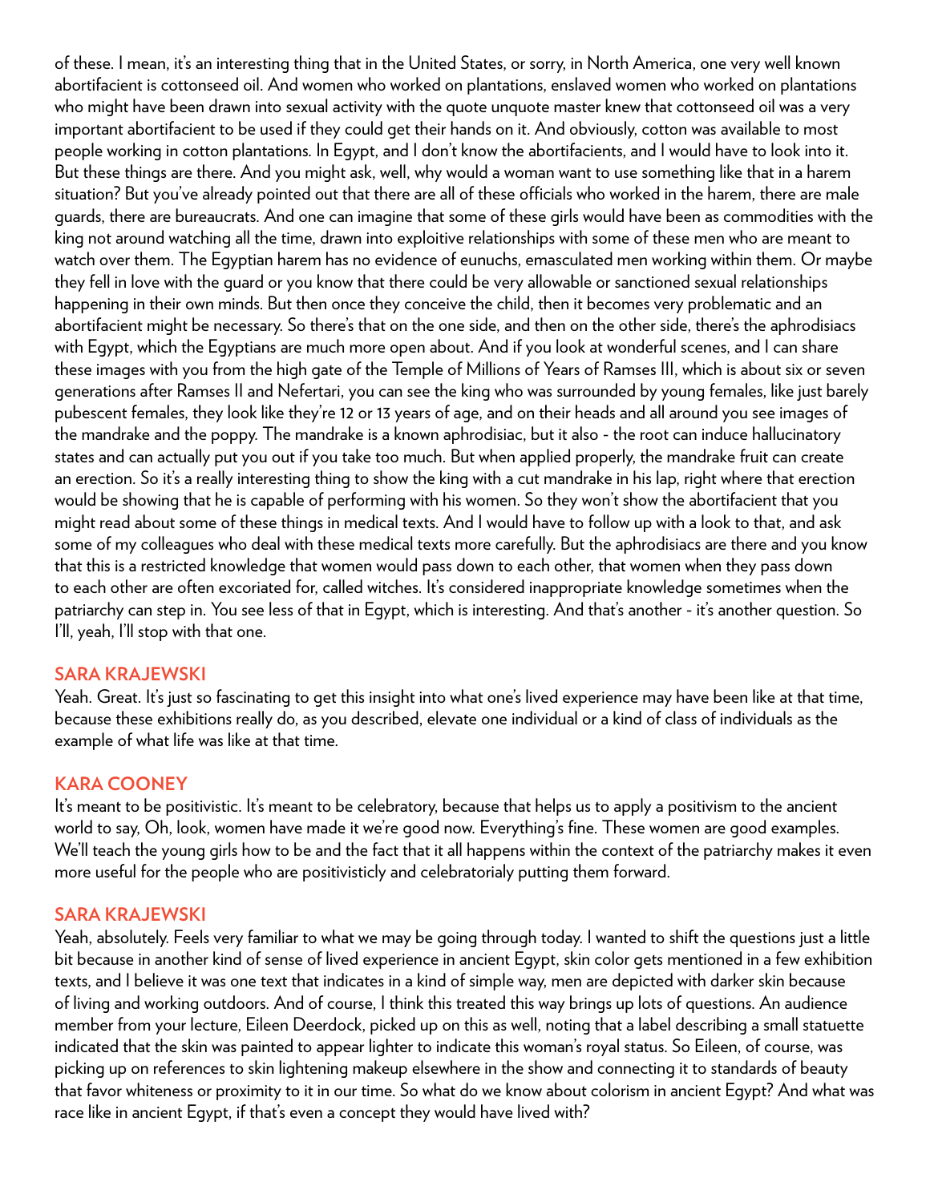of these. I mean, it's an interesting thing that in the United States, or sorry, in North America, one very well known abortifacient is cottonseed oil. And women who worked on plantations, enslaved women who worked on plantations who might have been drawn into sexual activity with the quote unquote master knew that cottonseed oil was a very important abortifacient to be used if they could get their hands on it. And obviously, cotton was available to most people working in cotton plantations. In Egypt, and I don't know the abortifacients, and I would have to look into it. But these things are there. And you might ask, well, why would a woman want to use something like that in a harem situation? But you've already pointed out that there are all of these officials who worked in the harem, there are male guards, there are bureaucrats. And one can imagine that some of these girls would have been as commodities with the king not around watching all the time, drawn into exploitive relationships with some of these men who are meant to watch over them. The Egyptian harem has no evidence of eunuchs, emasculated men working within them. Or maybe they fell in love with the guard or you know that there could be very allowable or sanctioned sexual relationships happening in their own minds. But then once they conceive the child, then it becomes very problematic and an abortifacient might be necessary. So there's that on the one side, and then on the other side, there's the aphrodisiacs with Egypt, which the Egyptians are much more open about. And if you look at wonderful scenes, and I can share these images with you from the high gate of the Temple of Millions of Years of Ramses III, which is about six or seven generations after Ramses II and Nefertari, you can see the king who was surrounded by young females, like just barely pubescent females, they look like they're 12 or 13 years of age, and on their heads and all around you see images of the mandrake and the poppy. The mandrake is a known aphrodisiac, but it also - the root can induce hallucinatory states and can actually put you out if you take too much. But when applied properly, the mandrake fruit can create an erection. So it's a really interesting thing to show the king with a cut mandrake in his lap, right where that erection would be showing that he is capable of performing with his women. So they won't show the abortifacient that you might read about some of these things in medical texts. And I would have to follow up with a look to that, and ask some of my colleagues who deal with these medical texts more carefully. But the aphrodisiacs are there and you know that this is a restricted knowledge that women would pass down to each other, that women when they pass down to each other are often excoriated for, called witches. It's considered inappropriate knowledge sometimes when the patriarchy can step in. You see less of that in Egypt, which is interesting. And that's another - it's another question. So I'll, yeah, I'll stop with that one.

### SARA KRAJEWSKI

Yeah. Great. It's just so fascinating to get this insight into what one's lived experience may have been like at that time, because these exhibitions really do, as you described, elevate one individual or a kind of class of individuals as the example of what life was like at that time.

### KARA COONEY

It's meant to be positivistic. It's meant to be celebratory, because that helps us to apply a positivism to the ancient world to say, Oh, look, women have made it we're good now. Everything's fine. These women are good examples. We'll teach the young girls how to be and the fact that it all happens within the context of the patriarchy makes it even more useful for the people who are positivisticly and celebratorialy putting them forward.

### SARA KRAJEWSKI

Yeah, absolutely. Feels very familiar to what we may be going through today. I wanted to shift the questions just a little bit because in another kind of sense of lived experience in ancient Egypt, skin color gets mentioned in a few exhibition texts, and I believe it was one text that indicates in a kind of simple way, men are depicted with darker skin because of living and working outdoors. And of course, I think this treated this way brings up lots of questions. An audience member from your lecture, Eileen Deerdock, picked up on this as well, noting that a label describing a small statuette indicated that the skin was painted to appear lighter to indicate this woman's royal status. So Eileen, of course, was picking up on references to skin lightening makeup elsewhere in the show and connecting it to standards of beauty that favor whiteness or proximity to it in our time. So what do we know about colorism in ancient Egypt? And what was race like in ancient Egypt, if that's even a concept they would have lived with?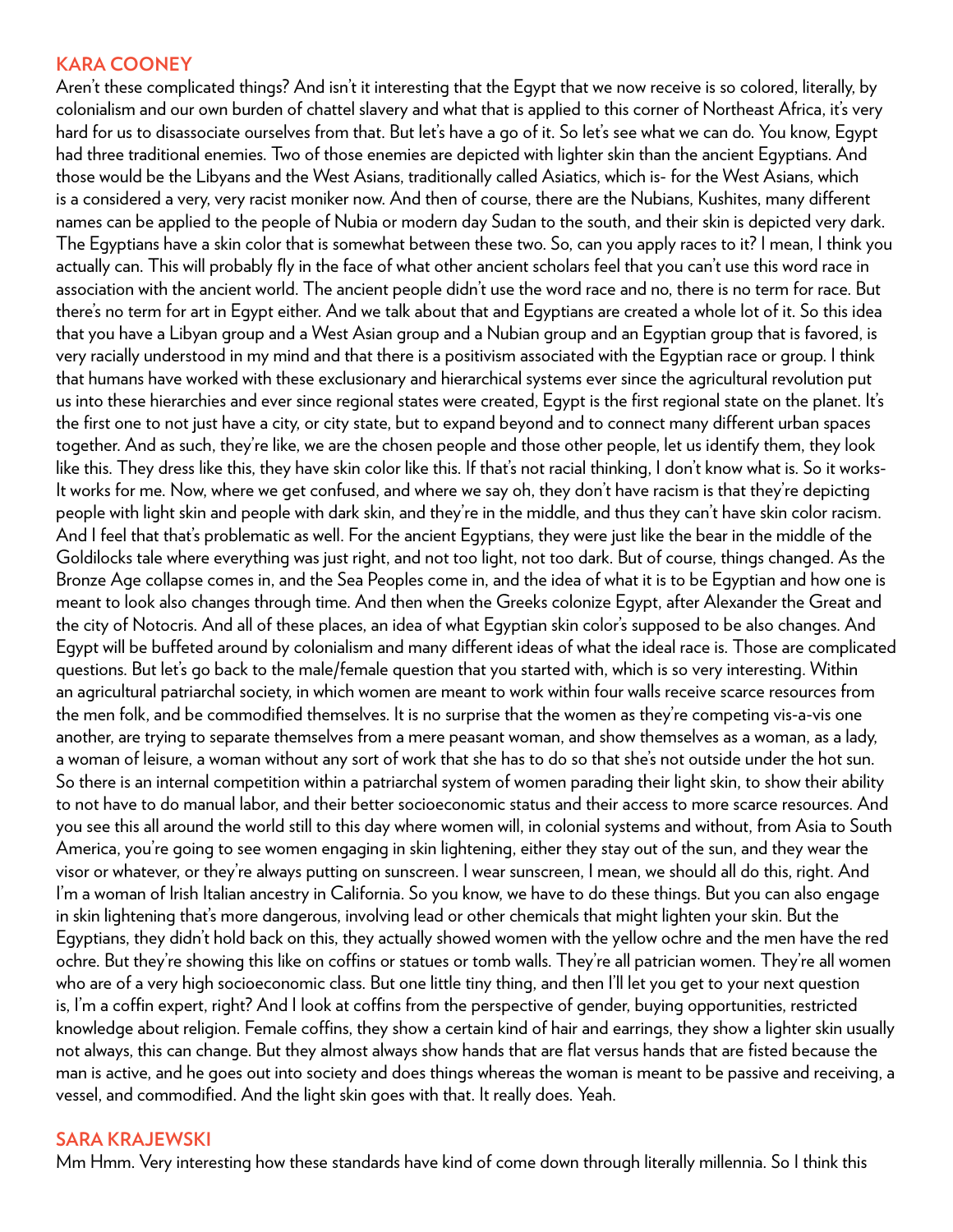**KARA COONEY**

Aren't these complicated things? And isn't it interesting that the Egypt that we now receive is so colored, literally, by colonialism and our own burden of chattel slavery and what that is applied to this corner of Northeast Africa, it's very hard for us to disassociate ourselves from that. But let's have a go of it. So let's see what we can do. You know, Egypt had three traditional enemies. Two of those enemies are depicted with lighter skin than the ancient Egyptians. And those would be the Libyans and the West Asians, traditionally called Asiatics, which is- for the West Asians, which is a considered a very, very racist moniker now. And then of course, there are the Nubians, Kushites, many different names can be applied to the people of Nubia or modern day Sudan to the south, and their skin is depicted very dark. The Egyptians have a skin color that is somewhat between these two. So, can you apply races to it? I mean, I think you actually can. This will probably fly in the face of what other ancient scholars feel that you can't use this word race in association with the ancient world. The ancient people didn't use the word race and no, there is no term for race. But there's no term for art in Egypt either. And we talk about that and Egyptians are created a whole lot of it. So this idea that you have a Libyan group and a West Asian group and a Nubian group and an Egyptian group that is favored, is very racially understood in my mind and that there is a positivism associated with the Egyptian race or group. I think that humans have worked with these exclusionary and hierarchical systems ever since the agricultural revolution put us into these hierarchies and ever since regional states were created, Egypt is the first regional state on the planet. It's the first one to not just have a city, or city state, but to expand beyond and to connect many different urban spaces together. And as such, they're like, we are the chosen people and those other people, let us identify them, they look like this. They dress like this, they have skin color like this. If that's not racial thinking, I don't know what is. So it works- It works for me. Now, where we get confused, and where we say oh, they don't have racism is that they're depicting people with light skin and people with dark skin, and they're in the middle, and thus they can't have skin color racism. And I feel that that's problematic as well. For the ancient Egyptians, they were just like the bear in the middle of the Goldilocks tale where everything was just right, and not too light, not too dark. But of course, things changed. As the Bronze Age collapse comes in, and the Sea Peoples come in, and the idea of what it is to be Egyptian and how one is meant to look also changes through time. And then when the Greeks colonize Egypt, after Alexander the Great and the city of Notocris. And all of these places, an idea of what Egyptian skin color's supposed to be also changes. And Egypt will be buffeted around by colonialism and many different ideas of what the ideal race is. Those are complicated questions. But let's go back to the male/female question that you started with, which is so very interesting. Within an agricultural patriarchal society, in which women are meant to work within four walls receive scarce resources from the men folk, and be commodified themselves. It is no surprise that the women as they're competing vis-a-vis one another, are trying to separate themselves from a mere peasant woman, and show themselves as a woman, as a lady, a woman of leisure, a woman without any sort of work that she has to do so that she's not outside under the hot sun. So there is an internal competition within a patriarchal system of women parading their light skin, to show their ability to not have to do manual labor, and their better socioeconomic status and their access to more scarce resources. And you see this all around the world still to this day where women will, in colonial systems and without, from Asia to South America, you're going to see women engaging in skin lightening, either they stay out of the sun, and they wear the visor or whatever, or they're always putting on sunscreen. I wear sunscreen, I mean, we should all do this, right. And I'm a woman of Irish Italian ancestry in California. So you know, we have to do these things. But you can also engage in skin lightening that's more dangerous, involving lead or other chemicals that might lighten your skin. But the Egyptians, they didn't hold back on this, they actually showed women with the yellow ochre and the men have the red ochre. But they're showing this like on coffins or statues or tomb walls. They're all patrician women. They're all women who are of a very high socioeconomic class. But one little tiny thing, and then I'll let you get to your next question is, I'm a coffin expert, right? And I look at coffins from the perspective of gender, buying opportunities, restricted knowledge about religion. Female coffins, they show a certain kind of hair and earrings, they show a lighter skin usually not always, this can change. But they almost always show hands that are flat versus hands that are fisted because the man is active, and he goes out into society and does things whereas the woman is meant to be passive and receiving, a vessel, and commodified. And the light skin goes with that. It really does. Yeah.

**SARA KRAJEWSKI**

Mm Hmm. Very interesting how these standards have kind of come down through literally millennia. So I think this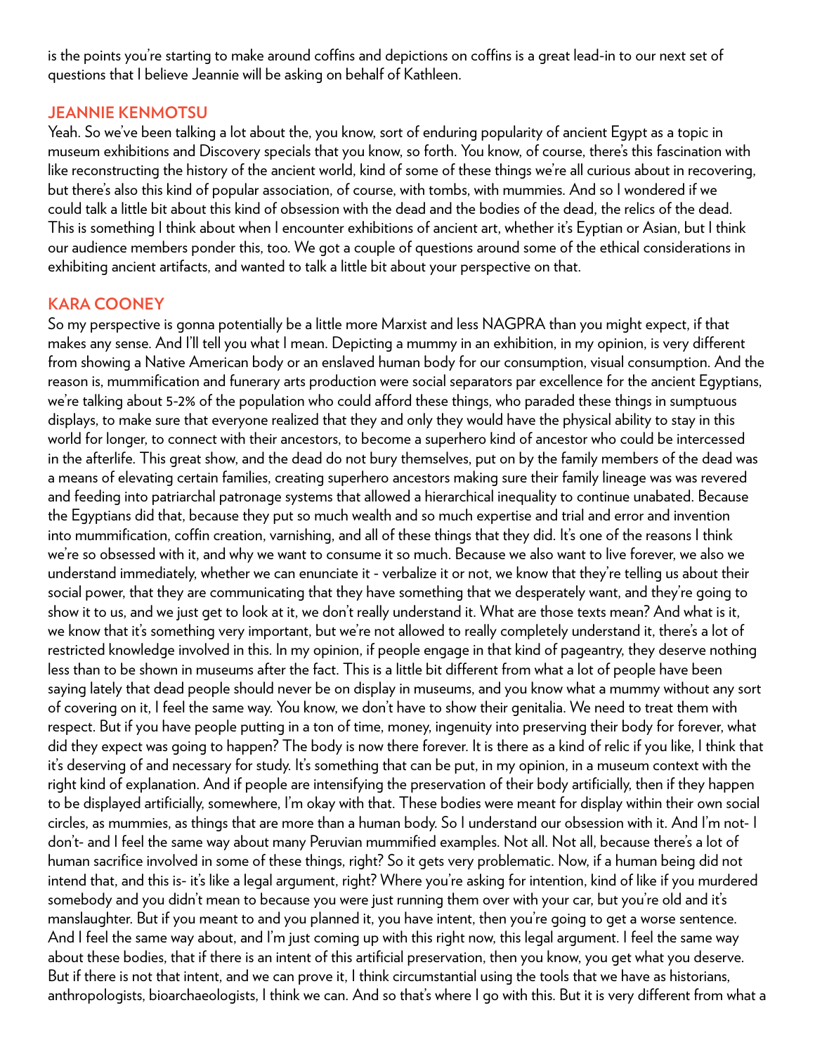is the points you're starting to make around coffins and depictions on coffins is a great lead-in to our next set of questions that I believe Jeannie will be asking on behalf of Kathleen.

### JEANNIE KENMOTSU

Yeah. So we've been talking a lot about the, you know, sort of enduring popularity of ancient Egypt as a topic in museum exhibitions and Discovery specials that you know, so forth. You know, of course, there's this fascination with like reconstructing the history of the ancient world, kind of some of these things we're all curious about in recovering, but there's also this kind of popular association, of course, with tombs, with mummies. And so I wondered if we could talk a little bit about this kind of obsession with the dead and the bodies of the dead, the relics of the dead. This is something I think about when I encounter exhibitions of ancient art, whether it's Eyptian or Asian, but I think our audience members ponder this, too. We got a couple of questions around some of the ethical considerations in exhibiting ancient artifacts, and wanted to talk a little bit about your perspective on that.

### KARA COONEY

So my perspective is gonna potentially be a little more Marxist and less NAGPRA than you might expect, if that makes any sense. And I'll tell you what I mean. Depicting a mummy in an exhibition, in my opinion, is very different from showing a Native American body or an enslaved human body for our consumption, visual consumption. And the reason is, mummification and funerary arts production were social separators par excellence for the ancient Egyptians, we're talking about 5-2% of the population who could afford these things, who paraded these things in sumptuous displays, to make sure that everyone realized that they and only they would have the physical ability to stay in this world for longer, to connect with their ancestors, to become a superhero kind of ancestor who could be intercessed in the afterlife. This great show, and the dead do not bury themselves, put on by the family members of the dead was a means of elevating certain families, creating superhero ancestors making sure their family lineage was was revered and feeding into patriarchal patronage systems that allowed a hierarchical inequality to continue unabated. Because the Egyptians did that, because they put so much wealth and so much expertise and trial and error and invention into mummification, coffin creation, varnishing, and all of these things that they did. It's one of the reasons I think we're so obsessed with it, and why we want to consume it so much. Because we also want to live forever, we also we understand immediately, whether we can enunciate it - verbalize it or not, we know that they're telling us about their social power, that they are communicating that they have something that we desperately want, and they're going to show it to us, and we just get to look at it, we don't really understand it. What are those texts mean? And what is it, we know that it's something very important, but we're not allowed to really completely understand it, there's a lot of restricted knowledge involved in this. In my opinion, if people engage in that kind of pageantry, they deserve nothing less than to be shown in museums after the fact. This is a little bit different from what a lot of people have been saying lately that dead people should never be on display in museums, and you know what a mummy without any sort of covering on it, I feel the same way. You know, we don't have to show their genitalia. We need to treat them with respect. But if you have people putting in a ton of time, money, ingenuity into preserving their body for forever, what did they expect was going to happen? The body is now there forever. It is there as a kind of relic if you like, I think that it's deserving of and necessary for study. It's something that can be put, in my opinion, in a museum context with the right kind of explanation. And if people are intensifying the preservation of their body artificially, then if they happen to be displayed artificially, somewhere, I'm okay with that. These bodies were meant for display within their own social circles, as mummies, as things that are more than a human body. So I understand our obsession with it. And I'm not- I don't- and I feel the same way about many Peruvian mummified examples. Not all. Not all, because there's a lot of human sacrifice involved in some of these things, right? So it gets very problematic. Now, if a human being did not intend that, and this is- it's like a legal argument, right? Where you're asking for intention, kind of like if you murdered somebody and you didn't mean to because you were just running them over with your car, but you're old and it's manslaughter. But if you meant to and you planned it, you have intent, then you're going to get a worse sentence. And I feel the same way about, and I'm just coming up with this right now, this legal argument. I feel the same way about these bodies, that if there is an intent of this artificial preservation, then you know, you get what you deserve. But if there is not that intent, and we can prove it, I think circumstantial using the tools that we have as historians, anthropologists, bioarchaeologists, I think we can. And so that's where I go with this. But it is very different from what a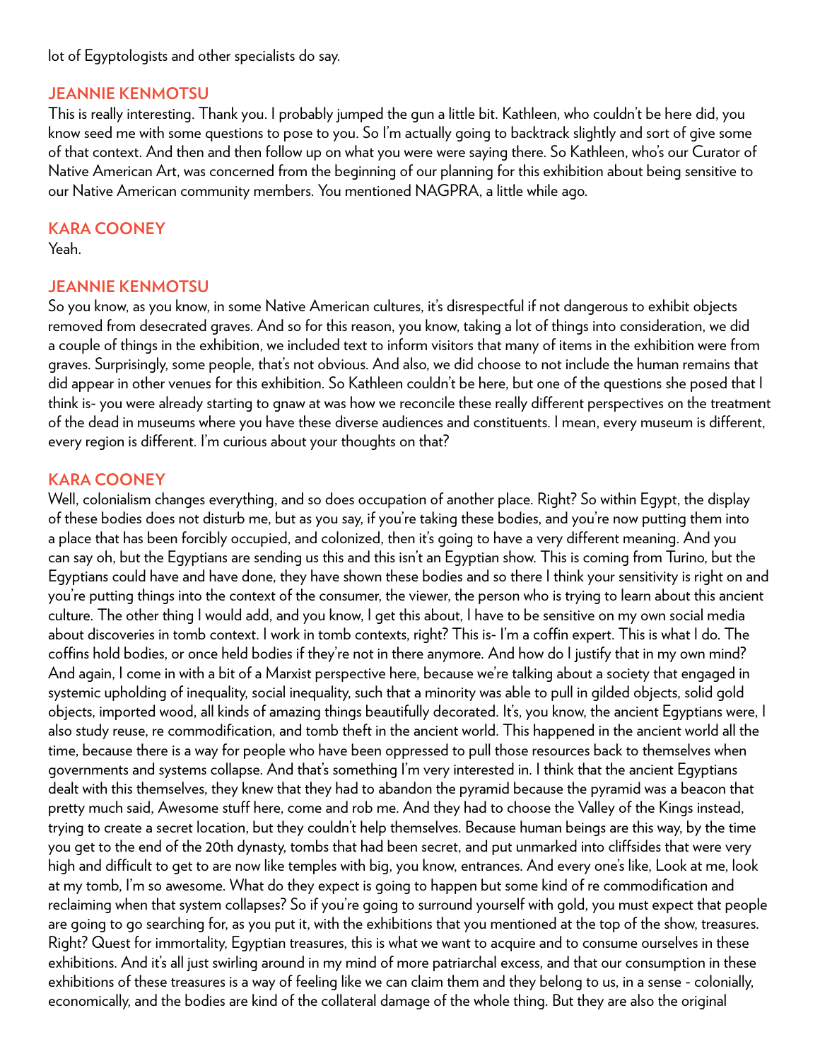lot of Egyptologists and other specialists do say.

**JEANNIE KENMOTSU**

This is really interesting. Thank you. I probably jumped the gun a little bit. Kathleen, who couldn't be here did, you know seed me with some questions to pose to you. So I'm actually going to backtrack slightly and sort of give some of that context. And then and then follow up on what you were were saying there. So Kathleen, who's our Curator of Native American Art, was concerned from the beginning of our planning for this exhibition about being sensitive to our Native American community members. You mentioned NAGPRA, a little while ago.

**KARA COONEY**

Yeah.

**JEANNIE KENMOTSU**

So you know, as you know, in some Native American cultures, it's disrespectful if not dangerous to exhibit objects removed from desecrated graves. And so for this reason, you know, taking a lot of things into consideration, we did a couple of things in the exhibition, we included text to inform visitors that many of items in the exhibition were from graves. Surprisingly, some people, that's not obvious. And also, we did choose to not include the human remains that did appear in other venues for this exhibition. So Kathleen couldn't be here, but one of the questions she posed that I think is- you were already starting to gnaw at was how we reconcile these really different perspectives on the treatment of the dead in museums where you have these diverse audiences and constituents. I mean, every museum is different, every region is different. I'm curious about your thoughts on that?

**KARA COONEY**

Well, colonialism changes everything, and so does occupation of another place. Right? So within Egypt, the display of these bodies does not disturb me, but as you say, if you're taking these bodies, and you're now putting them into a place that has been forcibly occupied, and colonized, then it's going to have a very different meaning. And you can say oh, but the Egyptians are sending us this and this isn't an Egyptian show. This is coming from Turino, but the Egyptians could have and have done, they have shown these bodies and so there I think your sensitivity is right on and you're putting things into the context of the consumer, the viewer, the person who is trying to learn about this ancient culture. The other thing I would add, and you know, I get this about, I have to be sensitive on my own social media about discoveries in tomb context. I work in tomb contexts, right? This is- I'm a coffin expert. This is what I do. The coffins hold bodies, or once held bodies if they're not in there anymore. And how do I justify that in my own mind? And again, I come in with a bit of a Marxist perspective here, because we're talking about a society that engaged in systemic upholding of inequality, social inequality, such that a minority was able to pull in gilded objects, solid gold objects, imported wood, all kinds of amazing things beautifully decorated. It's, you know, the ancient Egyptians were, I also study reuse, re commodification, and tomb theft in the ancient world. This happened in the ancient world all the time, because there is a way for people who have been oppressed to pull those resources back to themselves when governments and systems collapse. And that's something I'm very interested in. I think that the ancient Egyptians dealt with this themselves, they knew that they had to abandon the pyramid because the pyramid was a beacon that pretty much said, Awesome stuff here, come and rob me. And they had to choose the Valley of the Kings instead, trying to create a secret location, but they couldn't help themselves. Because human beings are this way, by the time you get to the end of the 20th dynasty, tombs that had been secret, and put unmarked into cliffsides that were very high and difficult to get to are now like temples with big, you know, entrances. And every one's like, Look at me, look at my tomb, I'm so awesome. What do they expect is going to happen but some kind of re commodification and reclaiming when that system collapses? So if you're going to surround yourself with gold, you must expect that people are going to go searching for, as you put it, with the exhibitions that you mentioned at the top of the show, treasures. Right? Quest for immortality, Egyptian treasures, this is what we want to acquire and to consume ourselves in these exhibitions. And it's all just swirling around in my mind of more patriarchal excess, and that our consumption in these exhibitions of these treasures is a way of feeling like we can claim them and they belong to us, in a sense - colonially, economically, and the bodies are kind of the collateral damage of the whole thing. But they are also the original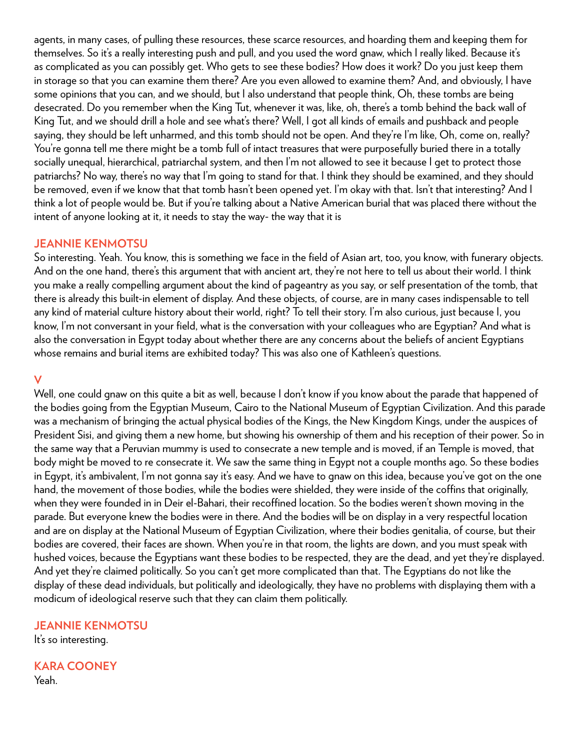agents, in many cases, of pulling these resources, these scarce resources, and hoarding them and keeping them for themselves. So it's a really interesting push and pull, and you used the word gnaw, which I really liked. Because it's as complicated as you can possibly get. Who gets to see these bodies? How does it work? Do you just keep them in storage so that you can examine them there? Are you even allowed to examine them? And, and obviously, I have some opinions that you can, and we should, but I also understand that people think, Oh, these tombs are being desecrated. Do you remember when the King Tut, whenever it was, like, oh, there's a tomb behind the back wall of King Tut, and we should drill a hole and see what's there? Well, I got all kinds of emails and pushback and people saying, they should be left unharmed, and this tomb should not be open. And they're I'm like, Oh, come on, really? You're gonna tell me there might be a tomb full of intact treasures that were purposefully buried there in a totally socially unequal, hierarchical, patriarchal system, and then I'm not allowed to see it because I get to protect those patriarchs? No way, there's no way that I'm going to stand for that. I think they should be examined, and they should be removed, even if we know that that tomb hasn't been opened yet. I'm okay with that. Isn't that interesting? And I think a lot of people would be. But if you're talking about a Native American burial that was placed there without the intent of anyone looking at it, it needs to stay the way- the way that it is

**JEANNIE KENMOTSU**

So interesting. Yeah. You know, this is something we face in the field of Asian art, too, you know, with funerary objects. And on the one hand, there's this argument that with ancient art, they're not here to tell us about their world. I think you make a really compelling argument about the kind of pageantry as you say, or self presentation of the tomb, that there is already this built-in element of display. And these objects, of course, are in many cases indispensable to tell any kind of material culture history about their world, right? To tell their story. I'm also curious, just because I, you know, I'm not conversant in your field, what is the conversation with your colleagues who are Egyptian? And what is also the conversation in Egypt today about whether there are any concerns about the beliefs of ancient Egyptians whose remains and burial items are exhibited today? This was also one of Kathleen's questions.

**V**

Well, one could gnaw on this quite a bit as well, because I don't know if you know about the parade that happened of the bodies going from the Egyptian Museum, Cairo to the National Museum of Egyptian Civilization. And this parade was a mechanism of bringing the actual physical bodies of the Kings, the New Kingdom Kings, under the auspices of President Sisi, and giving them a new home, but showing his ownership of them and his reception of their power. So in the same way that a Peruvian mummy is used to consecrate a new temple and is moved, if an Temple is moved, that body might be moved to re consecrate it. We saw the same thing in Egypt not a couple months ago. So these bodies in Egypt, it's ambivalent, I'm not gonna say it's easy. And we have to gnaw on this idea, because you've got on the one hand, the movement of those bodies, while the bodies were shielded, they were inside of the coffins that originally, when they were founded in in Deir el-Bahari, their recoffined location. So the bodies weren't shown moving in the parade. But everyone knew the bodies were in there. And the bodies will be on display in a very respectful location and are on display at the National Museum of Egyptian Civilization, where their bodies genitalia, of course, but their bodies are covered, their faces are shown. When you're in that room, the lights are down, and you must speak with hushed voices, because the Egyptians want these bodies to be respected, they are the dead, and yet they're displayed. And yet they're claimed politically. So you can't get more complicated than that. The Egyptians do not like the display of these dead individuals, but politically and ideologically, they have no problems with displaying them with a modicum of ideological reserve such that they can claim them politically.

**JEANNIE KENMOTSU**

It's so interesting.

**KARA COONEY**

Yeah.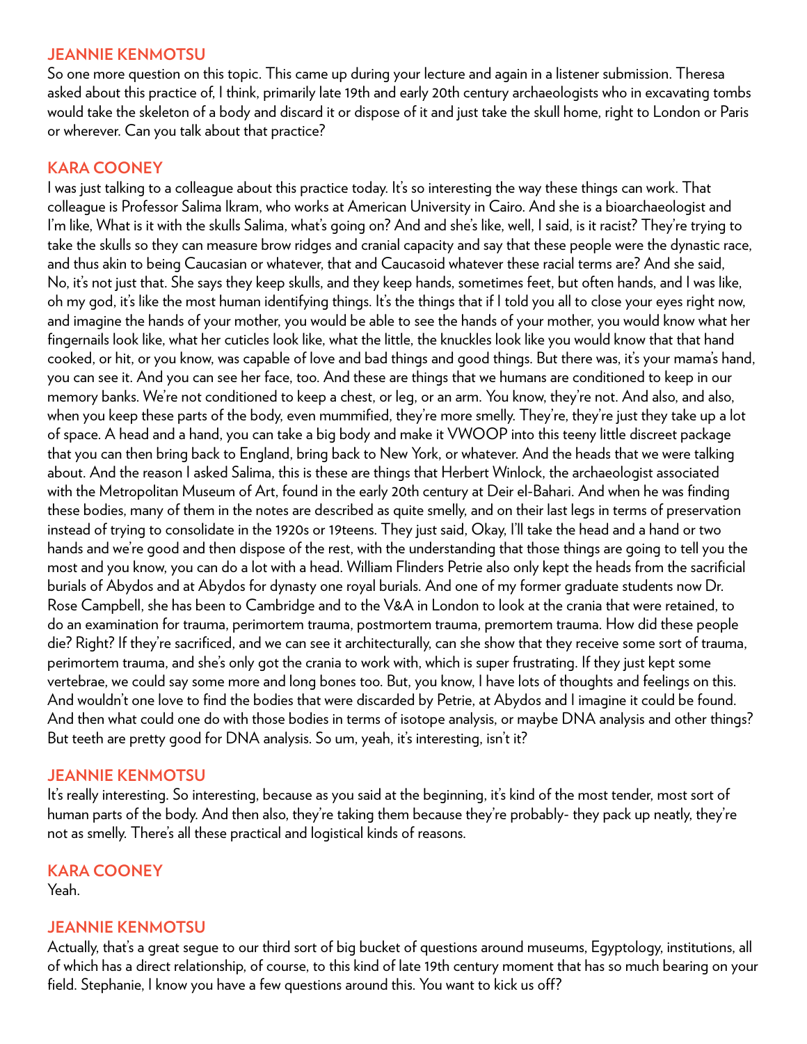**JEANNIE KENMOTSU**
So one more question on this topic. This came up during your lecture and again in a listener submission. Theresa asked about this practice of, I think, primarily late 19th and early 20th century archaeologists who in excavating tombs would take the skeleton of a body and discard it or dispose of it and just take the skull home, right to London or Paris or wherever. Can you talk about that practice?

**KARA COONEY**
I was just talking to a colleague about this practice today. It's so interesting the way these things can work. That colleague is Professor Salima Ikram, who works at American University in Cairo. And she is a bioarchaeologist and I'm like, What is it with the skulls Salima, what's going on? And and she's like, well, I said, is it racist? They're trying to take the skulls so they can measure brow ridges and cranial capacity and say that these people were the dynastic race, and thus akin to being Caucasian or whatever, that and Caucasoid whatever these racial terms are? And she said, No, it's not just that. She says they keep skulls, and they keep hands, sometimes feet, but often hands, and I was like, oh my god, it's like the most human identifying things. It's the things that if I told you all to close your eyes right now, and imagine the hands of your mother, you would be able to see the hands of your mother, you would know what her fingernails look like, what her cuticles look like, what the little, the knuckles look like you would know that that hand cooked, or hit, or you know, was capable of love and bad things and good things. But there was, it's your mama's hand, you can see it. And you can see her face, too. And these are things that we humans are conditioned to keep in our memory banks. We're not conditioned to keep a chest, or leg, or an arm. You know, they're not. And also, and also, when you keep these parts of the body, even mummified, they're more smelly. They're, they're just they take up a lot of space. A head and a hand, you can take a big body and make it VWOOP into this teeny little discreet package that you can then bring back to England, bring back to New York, or whatever. And the heads that we were talking about. And the reason I asked Salima, this is these are things that Herbert Winlock, the archaeologist associated with the Metropolitan Museum of Art, found in the early 20th century at Deir el-Bahari. And when he was finding these bodies, many of them in the notes are described as quite smelly, and on their last legs in terms of preservation instead of trying to consolidate in the 1920s or 19teens. They just said, Okay, I'll take the head and a hand or two hands and we're good and then dispose of the rest, with the understanding that those things are going to tell you the most and you know, you can do a lot with a head. William Flinders Petrie also only kept the heads from the sacrificial burials of Abydos and at Abydos for dynasty one royal burials. And one of my former graduate students now Dr. Rose Campbell, she has been to Cambridge and to the V&A in London to look at the crania that were retained, to do an examination for trauma, perimortem trauma, postmortem trauma, premortem trauma. How did these people die? Right? If they're sacrificed, and we can see it architecturally, can she show that they receive some sort of trauma, perimortem trauma, and she's only got the crania to work with, which is super frustrating. If they just kept some vertebrae, we could say some more and long bones too. But, you know, I have lots of thoughts and feelings on this. And wouldn't one love to find the bodies that were discarded by Petrie, at Abydos and I imagine it could be found. And then what could one do with those bodies in terms of isotope analysis, or maybe DNA analysis and other things? But teeth are pretty good for DNA analysis. So um, yeah, it's interesting, isn't it?

**JEANNIE KENMOTSU**
It's really interesting. So interesting, because as you said at the beginning, it's kind of the most tender, most sort of human parts of the body. And then also, they're taking them because they're probably- they pack up neatly, they're not as smelly. There's all these practical and logistical kinds of reasons.

**KARA COONEY**
Yeah.

**JEANNIE KENMOTSU**
Actually, that's a great segue to our third sort of big bucket of questions around museums, Egyptology, institutions, all of which has a direct relationship, of course, to this kind of late 19th century moment that has so much bearing on your field. Stephanie, I know you have a few questions around this. You want to kick us off?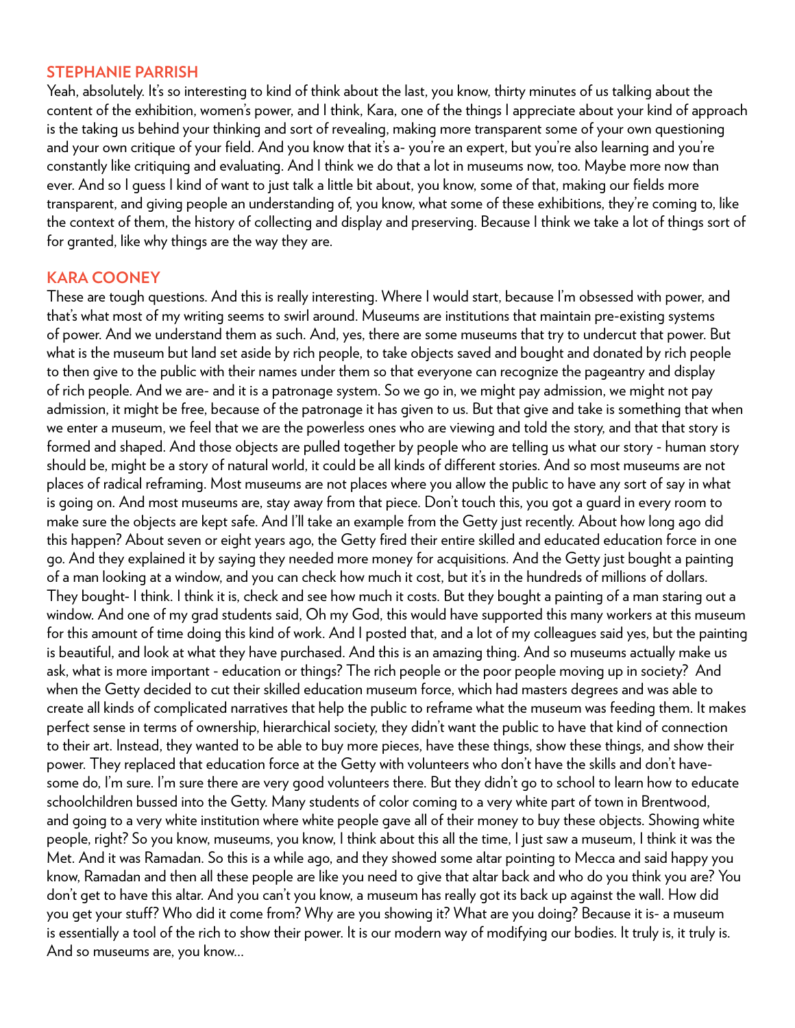**STEPHANIE PARRISH**

Yeah, absolutely. It's so interesting to kind of think about the last, you know, thirty minutes of us talking about the content of the exhibition, women's power, and I think, Kara, one of the things I appreciate about your kind of approach is the taking us behind your thinking and sort of revealing, making more transparent some of your own questioning and your own critique of your field. And you know that it's a- you're an expert, but you're also learning and you're constantly like critiquing and evaluating. And I think we do that a lot in museums now, too. Maybe more now than ever. And so I guess I kind of want to just talk a little bit about, you know, some of that, making our fields more transparent, and giving people an understanding of, you know, what some of these exhibitions, they're coming to, like the context of them, the history of collecting and display and preserving. Because I think we take a lot of things sort of for granted, like why things are the way they are.

**KARA COONEY**

These are tough questions. And this is really interesting. Where I would start, because I'm obsessed with power, and that's what most of my writing seems to swirl around. Museums are institutions that maintain pre-existing systems of power. And we understand them as such. And, yes, there are some museums that try to undercut that power. But what is the museum but land set aside by rich people, to take objects saved and bought and donated by rich people to then give to the public with their names under them so that everyone can recognize the pageantry and display of rich people. And we are- and it is a patronage system. So we go in, we might pay admission, we might not pay admission, it might be free, because of the patronage it has given to us. But that give and take is something that when we enter a museum, we feel that we are the powerless ones who are viewing and told the story, and that that story is formed and shaped. And those objects are pulled together by people who are telling us what our story - human story should be, might be a story of natural world, it could be all kinds of different stories. And so most museums are not places of radical reframing. Most museums are not places where you allow the public to have any sort of say in what is going on. And most museums are, stay away from that piece. Don't touch this, you got a guard in every room to make sure the objects are kept safe. And I'll take an example from the Getty just recently. About how long ago did this happen? About seven or eight years ago, the Getty fired their entire skilled and educated education force in one go. And they explained it by saying they needed more money for acquisitions. And the Getty just bought a painting of a man looking at a window, and you can check how much it cost, but it's in the hundreds of millions of dollars. They bought- I think. I think it is, check and see how much it costs. But they bought a painting of a man staring out a window. And one of my grad students said, Oh my God, this would have supported this many workers at this museum for this amount of time doing this kind of work. And I posted that, and a lot of my colleagues said yes, but the painting is beautiful, and look at what they have purchased. And this is an amazing thing. And so museums actually make us ask, what is more important - education or things? The rich people or the poor people moving up in society? And when the Getty decided to cut their skilled education museum force, which had masters degrees and was able to create all kinds of complicated narratives that help the public to reframe what the museum was feeding them. It makes perfect sense in terms of ownership, hierarchical society, they didn't want the public to have that kind of connection to their art. Instead, they wanted to be able to buy more pieces, have these things, show these things, and show their power. They replaced that education force at the Getty with volunteers who don't have the skills and don't have- some do, I'm sure. I'm sure there are very good volunteers there. But they didn't go to school to learn how to educate schoolchildren bussed into the Getty. Many students of color coming to a very white part of town in Brentwood, and going to a very white institution where white people gave all of their money to buy these objects. Showing white people, right? So you know, museums, you know, I think about this all the time, I just saw a museum, I think it was the Met. And it was Ramadan. So this is a while ago, and they showed some altar pointing to Mecca and said happy you know, Ramadan and then all these people are like you need to give that altar back and who do you think you are? You don't get to have this altar. And you can't you know, a museum has really got its back up against the wall. How did you get your stuff? Who did it come from? Why are you showing it? What are you doing? Because it is- a museum is essentially a tool of the rich to show their power. It is our modern way of modifying our bodies. It truly is, it truly is. And so museums are, you know...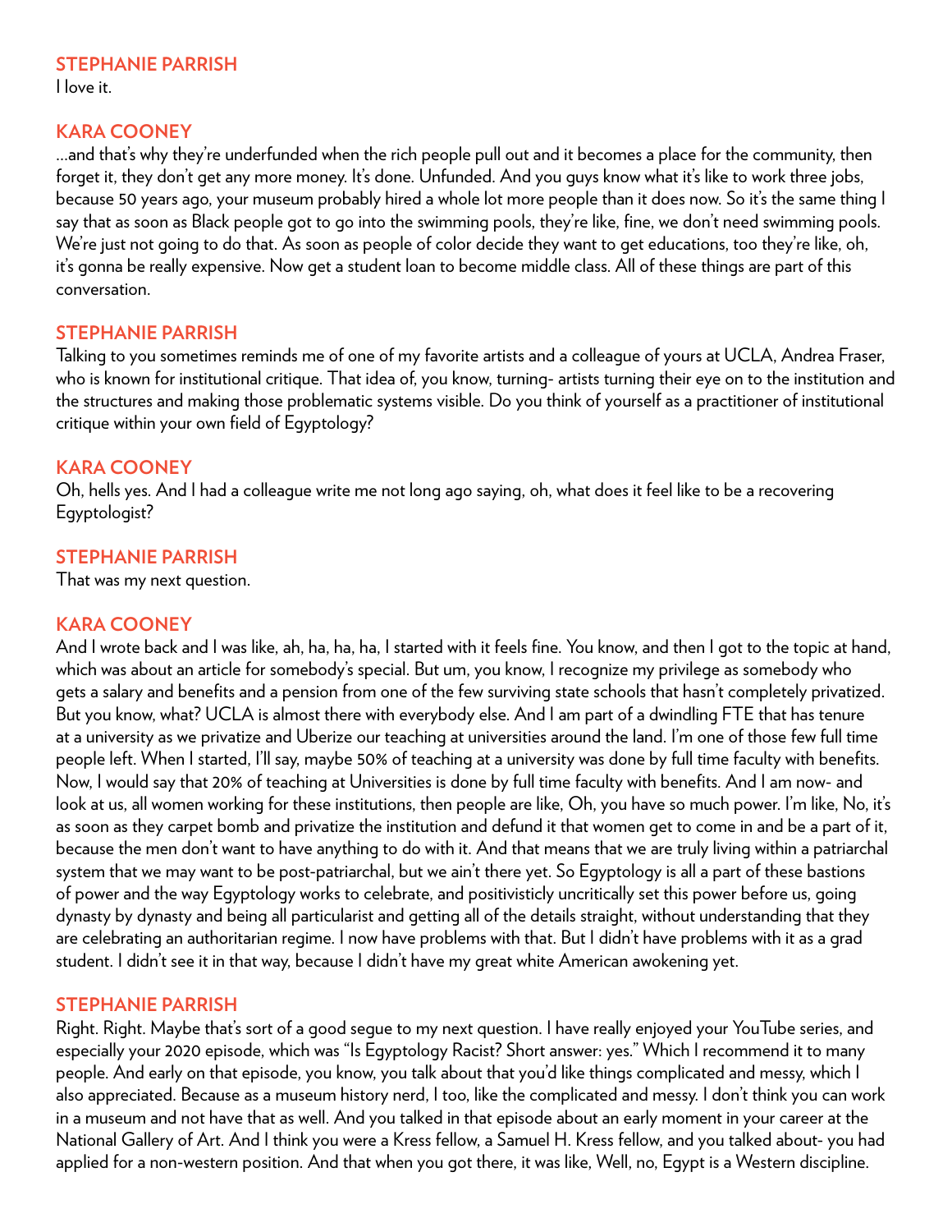**STEPHANIE PARRISH**
I love it.

**KARA COONEY**
...and that's why they're underfunded when the rich people pull out and it becomes a place for the community, then forget it, they don't get any more money. It's done. Unfunded. And you guys know what it's like to work three jobs, because 50 years ago, your museum probably hired a whole lot more people than it does now. So it's the same thing I say that as soon as Black people got to go into the swimming pools, they're like, fine, we don't need swimming pools. We're just not going to do that. As soon as people of color decide they want to get educations, too they're like, oh, it's gonna be really expensive. Now get a student loan to become middle class. All of these things are part of this conversation.

**STEPHANIE PARRISH**
Talking to you sometimes reminds me of one of my favorite artists and a colleague of yours at UCLA, Andrea Fraser, who is known for institutional critique. That idea of, you know, turning- artists turning their eye on to the institution and the structures and making those problematic systems visible. Do you think of yourself as a practitioner of institutional critique within your own field of Egyptology?

**KARA COONEY**
Oh, hells yes. And I had a colleague write me not long ago saying, oh, what does it feel like to be a recovering Egyptologist?

**STEPHANIE PARRISH**
That was my next question.

**KARA COONEY**
And I wrote back and I was like, ah, ha, ha, ha, I started with it feels fine. You know, and then I got to the topic at hand, which was about an article for somebody's special. But um, you know, I recognize my privilege as somebody who gets a salary and benefits and a pension from one of the few surviving state schools that hasn't completely privatized. But you know, what? UCLA is almost there with everybody else. And I am part of a dwindling FTE that has tenure at a university as we privatize and Uberize our teaching at universities around the land. I'm one of those few full time people left. When I started, I'll say, maybe 50% of teaching at a university was done by full time faculty with benefits. Now, I would say that 20% of teaching at Universities is done by full time faculty with benefits. And I am now- and look at us, all women working for these institutions, then people are like, Oh, you have so much power. I'm like, No, it's as soon as they carpet bomb and privatize the institution and defund it that women get to come in and be a part of it, because the men don't want to have anything to do with it. And that means that we are truly living within a patriarchal system that we may want to be post-patriarchal, but we ain't there yet. So Egyptology is all a part of these bastions of power and the way Egyptology works to celebrate, and positivisticly uncritically set this power before us, going dynasty by dynasty and being all particularist and getting all of the details straight, without understanding that they are celebrating an authoritarian regime. I now have problems with that. But I didn't have problems with it as a grad student. I didn't see it in that way, because I didn't have my great white American awokening yet.

**STEPHANIE PARRISH**
Right. Right. Maybe that's sort of a good segue to my next question. I have really enjoyed your YouTube series, and especially your 2020 episode, which was "Is Egyptology Racist? Short answer: yes." Which I recommend it to many people. And early on that episode, you know, you talk about that you'd like things complicated and messy, which I also appreciated. Because as a museum history nerd, I too, like the complicated and messy. I don't think you can work in a museum and not have that as well. And you talked in that episode about an early moment in your career at the National Gallery of Art. And I think you were a Kress fellow, a Samuel H. Kress fellow, and you talked about- you had applied for a non-western position. And that when you got there, it was like, Well, no, Egypt is a Western discipline.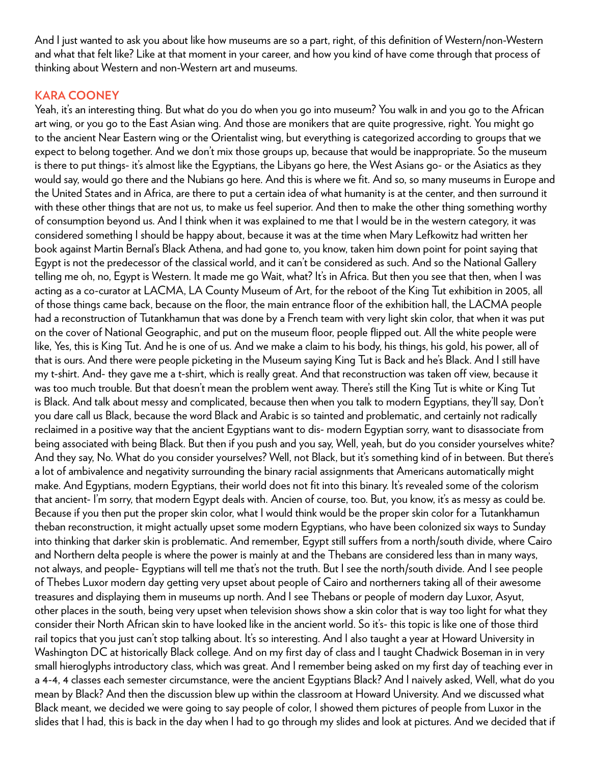And I just wanted to ask you about like how museums are so a part, right, of this definition of Western/non-Western and what that felt like? Like at that moment in your career, and how you kind of have come through that process of thinking about Western and non-Western art and museums.

### KARA COONEY

Yeah, it's an interesting thing. But what do you do when you go into museum? You walk in and you go to the African art wing, or you go to the East Asian wing. And those are monikers that are quite progressive, right. You might go to the ancient Near Eastern wing or the Orientalist wing, but everything is categorized according to groups that we expect to belong together. And we don't mix those groups up, because that would be inappropriate. So the museum is there to put things- it's almost like the Egyptians, the Libyans go here, the West Asians go- or the Asiatics as they would say, would go there and the Nubians go here. And this is where we fit. And so, so many museums in Europe and the United States and in Africa, are there to put a certain idea of what humanity is at the center, and then surround it with these other things that are not us, to make us feel superior. And then to make the other thing something worthy of consumption beyond us. And I think when it was explained to me that I would be in the western category, it was considered something I should be happy about, because it was at the time when Mary Lefkowitz had written her book against Martin Bernal's Black Athena, and had gone to, you know, taken him down point for point saying that Egypt is not the predecessor of the classical world, and it can't be considered as such. And so the National Gallery telling me oh, no, Egypt is Western. It made me go Wait, what? It's in Africa. But then you see that then, when I was acting as a co-curator at LACMA, LA County Museum of Art, for the reboot of the King Tut exhibition in 2005, all of those things came back, because on the floor, the main entrance floor of the exhibition hall, the LACMA people had a reconstruction of Tutankhamun that was done by a French team with very light skin color, that when it was put on the cover of National Geographic, and put on the museum floor, people flipped out. All the white people were like, Yes, this is King Tut. And he is one of us. And we make a claim to his body, his things, his gold, his power, all of that is ours. And there were people picketing in the Museum saying King Tut is Back and he's Black. And I still have my t-shirt. And- they gave me a t-shirt, which is really great. And that reconstruction was taken off view, because it was too much trouble. But that doesn't mean the problem went away. There's still the King Tut is white or King Tut is Black. And talk about messy and complicated, because then when you talk to modern Egyptians, they'll say, Don't you dare call us Black, because the word Black and Arabic is so tainted and problematic, and certainly not radically reclaimed in a positive way that the ancient Egyptians want to dis- modern Egyptian sorry, want to disassociate from being associated with being Black. But then if you push and you say, Well, yeah, but do you consider yourselves white? And they say, No. What do you consider yourselves? Well, not Black, but it's something kind of in between. But there's a lot of ambivalence and negativity surrounding the binary racial assignments that Americans automatically might make. And Egyptians, modern Egyptians, their world does not fit into this binary. It's revealed some of the colorism that ancient- I'm sorry, that modern Egypt deals with. Ancien of course, too. But, you know, it's as messy as could be. Because if you then put the proper skin color, what I would think would be the proper skin color for a Tutankhamun theban reconstruction, it might actually upset some modern Egyptians, who have been colonized six ways to Sunday into thinking that darker skin is problematic. And remember, Egypt still suffers from a north/south divide, where Cairo and Northern delta people is where the power is mainly at and the Thebans are considered less than in many ways, not always, and people- Egyptians will tell me that's not the truth. But I see the north/south divide. And I see people of Thebes Luxor modern day getting very upset about people of Cairo and northerners taking all of their awesome treasures and displaying them in museums up north. And I see Thebans or people of modern day Luxor, Asyut, other places in the south, being very upset when television shows show a skin color that is way too light for what they consider their North African skin to have looked like in the ancient world. So it's- this topic is like one of those third rail topics that you just can't stop talking about. It's so interesting. And I also taught a year at Howard University in Washington DC at historically Black college. And on my first day of class and I taught Chadwick Boseman in in very small hieroglyphs introductory class, which was great. And I remember being asked on my first day of teaching ever in a 4-4, 4 classes each semester circumstance, were the ancient Egyptians Black? And I naively asked, Well, what do you mean by Black? And then the discussion blew up within the classroom at Howard University. And we discussed what Black meant, we decided we were going to say people of color, I showed them pictures of people from Luxor in the slides that I had, this is back in the day when I had to go through my slides and look at pictures. And we decided that if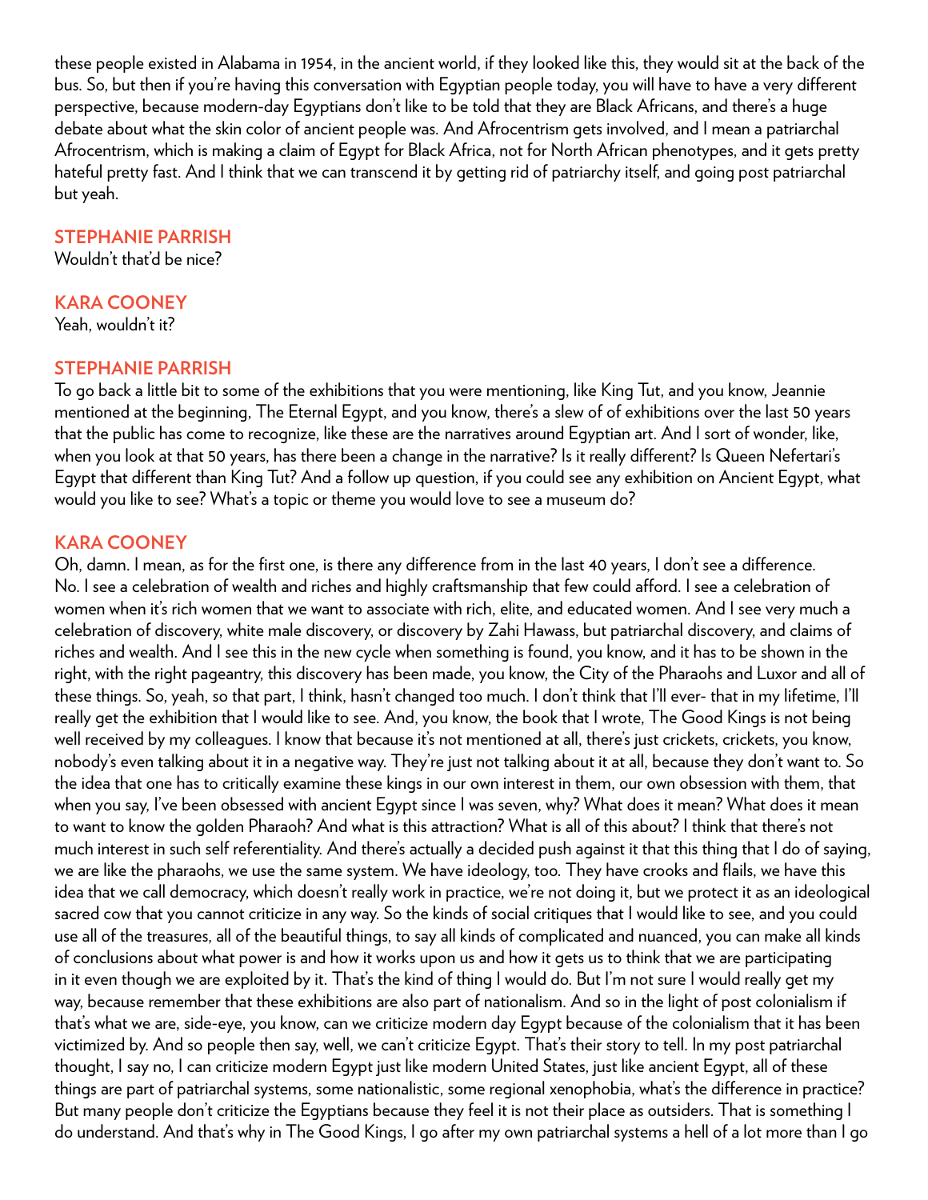these people existed in Alabama in 1954, in the ancient world, if they looked like this, they would sit at the back of the bus. So, but then if you're having this conversation with Egyptian people today, you will have to have a very different perspective, because modern-day Egyptians don't like to be told that they are Black Africans, and there's a huge debate about what the skin color of ancient people was. And Afrocentrism gets involved, and I mean a patriarchal Afrocentrism, which is making a claim of Egypt for Black Africa, not for North African phenotypes, and it gets pretty hateful pretty fast. And I think that we can transcend it by getting rid of patriarchy itself, and going post patriarchal but yeah.

**STEPHANIE PARRISH**
Wouldn't that'd be nice?

**KARA COONEY**
Yeah, wouldn't it?

**STEPHANIE PARRISH**
To go back a little bit to some of the exhibitions that you were mentioning, like King Tut, and you know, Jeannie mentioned at the beginning, The Eternal Egypt, and you know, there's a slew of of exhibitions over the last 50 years that the public has come to recognize, like these are the narratives around Egyptian art. And I sort of wonder, like, when you look at that 50 years, has there been a change in the narrative? Is it really different? Is Queen Nefertari's Egypt that different than King Tut? And a follow up question, if you could see any exhibition on Ancient Egypt, what would you like to see? What's a topic or theme you would love to see a museum do?

**KARA COONEY**
Oh, damn. I mean, as for the first one, is there any difference from in the last 40 years, I don't see a difference. No. I see a celebration of wealth and riches and highly craftsmanship that few could afford. I see a celebration of women when it's rich women that we want to associate with rich, elite, and educated women. And I see very much a celebration of discovery, white male discovery, or discovery by Zahi Hawass, but patriarchal discovery, and claims of riches and wealth. And I see this in the new cycle when something is found, you know, and it has to be shown in the right, with the right pageantry, this discovery has been made, you know, the City of the Pharaohs and Luxor and all of these things. So, yeah, so that part, I think, hasn't changed too much. I don't think that I'll ever- that in my lifetime, I'll really get the exhibition that I would like to see. And, you know, the book that I wrote, The Good Kings is not being well received by my colleagues. I know that because it's not mentioned at all, there's just crickets, crickets, you know, nobody's even talking about it in a negative way. They're just not talking about it at all, because they don't want to. So the idea that one has to critically examine these kings in our own interest in them, our own obsession with them, that when you say, I've been obsessed with ancient Egypt since I was seven, why? What does it mean? What does it mean to want to know the golden Pharaoh? And what is this attraction? What is all of this about? I think that there's not much interest in such self referentiality. And there's actually a decided push against it that this thing that I do of saying, we are like the pharaohs, we use the same system. We have ideology, too. They have crooks and flails, we have this idea that we call democracy, which doesn't really work in practice, we're not doing it, but we protect it as an ideological sacred cow that you cannot criticize in any way. So the kinds of social critiques that I would like to see, and you could use all of the treasures, all of the beautiful things, to say all kinds of complicated and nuanced, you can make all kinds of conclusions about what power is and how it works upon us and how it gets us to think that we are participating in it even though we are exploited by it. That's the kind of thing I would do. But I'm not sure I would really get my way, because remember that these exhibitions are also part of nationalism. And so in the light of post colonialism if that's what we are, side-eye, you know, can we criticize modern day Egypt because of the colonialism that it has been victimized by. And so people then say, well, we can't criticize Egypt. That's their story to tell. In my post patriarchal thought, I say no, I can criticize modern Egypt just like modern United States, just like ancient Egypt, all of these things are part of patriarchal systems, some nationalistic, some regional xenophobia, what's the difference in practice? But many people don't criticize the Egyptians because they feel it is not their place as outsiders. That is something I do understand. And that's why in The Good Kings, I go after my own patriarchal systems a hell of a lot more than I go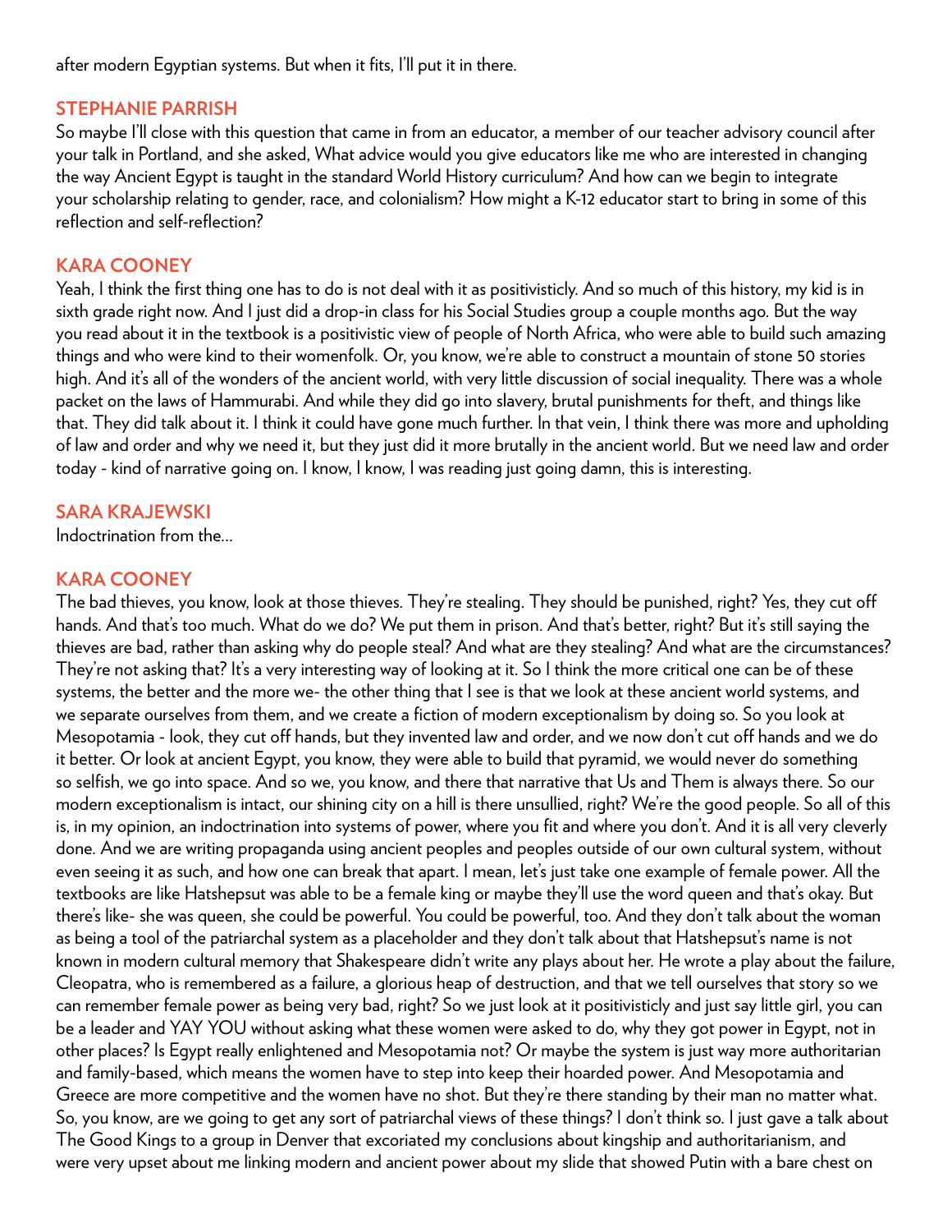after modern Egyptian systems. But when it fits, I'll put it in there.

**STEPHANIE PARRISH**
So maybe I'll close with this question that came in from an educator, a member of our teacher advisory council after your talk in Portland, and she asked, What advice would you give educators like me who are interested in changing the way Ancient Egypt is taught in the standard World History curriculum? And how can we begin to integrate your scholarship relating to gender, race, and colonialism? How might a K-12 educator start to bring in some of this reflection and self-reflection?

**KARA COONEY**
Yeah, I think the first thing one has to do is not deal with it as positivisticly. And so much of this history, my kid is in sixth grade right now. And I just did a drop-in class for his Social Studies group a couple months ago. But the way you read about it in the textbook is a positivistic view of people of North Africa, who were able to build such amazing things and who were kind to their womenfolk. Or, you know, we're able to construct a mountain of stone 50 stories high. And it's all of the wonders of the ancient world, with very little discussion of social inequality. There was a whole packet on the laws of Hammurabi. And while they did go into slavery, brutal punishments for theft, and things like that. They did talk about it. I think it could have gone much further. In that vein, I think there was more and upholding of law and order and why we need it, but they just did it more brutally in the ancient world. But we need law and order today - kind of narrative going on. I know, I know, I was reading just going damn, this is interesting.

**SARA KRAJEWSKI**
Indoctrination from the...

**KARA COONEY**
The bad thieves, you know, look at those thieves. They're stealing. They should be punished, right? Yes, they cut off hands. And that's too much. What do we do? We put them in prison. And that's better, right? But it's still saying the thieves are bad, rather than asking why do people steal? And what are they stealing? And what are the circumstances? They're not asking that? It's a very interesting way of looking at it. So I think the more critical one can be of these systems, the better and the more we- the other thing that I see is that we look at these ancient world systems, and we separate ourselves from them, and we create a fiction of modern exceptionalism by doing so. So you look at Mesopotamia - look, they cut off hands, but they invented law and order, and we now don't cut off hands and we do it better. Or look at ancient Egypt, you know, they were able to build that pyramid, we would never do something so selfish, we go into space. And so we, you know, and there that narrative that Us and Them is always there. So our modern exceptionalism is intact, our shining city on a hill is there unsullied, right? We're the good people. So all of this is, in my opinion, an indoctrination into systems of power, where you fit and where you don't. And it is all very cleverly done. And we are writing propaganda using ancient peoples and peoples outside of our own cultural system, without even seeing it as such, and how one can break that apart. I mean, let's just take one example of female power. All the textbooks are like Hatshepsut was able to be a female king or maybe they'll use the word queen and that's okay. But there's like- she was queen, she could be powerful. You could be powerful, too. And they don't talk about the woman as being a tool of the patriarchal system as a placeholder and they don't talk about that Hatshepsut's name is not known in modern cultural memory that Shakespeare didn't write any plays about her. He wrote a play about the failure, Cleopatra, who is remembered as a failure, a glorious heap of destruction, and that we tell ourselves that story so we can remember female power as being very bad, right? So we just look at it positivisticly and just say little girl, you can be a leader and YAY YOU without asking what these women were asked to do, why they got power in Egypt, not in other places? Is Egypt really enlightened and Mesopotamia not? Or maybe the system is just way more authoritarian and family-based, which means the women have to step into keep their hoarded power. And Mesopotamia and Greece are more competitive and the women have no shot. But they're there standing by their man no matter what. So, you know, are we going to get any sort of patriarchal views of these things? I don't think so. I just gave a talk about The Good Kings to a group in Denver that excoriated my conclusions about kingship and authoritarianism, and were very upset about me linking modern and ancient power about my slide that showed Putin with a bare chest on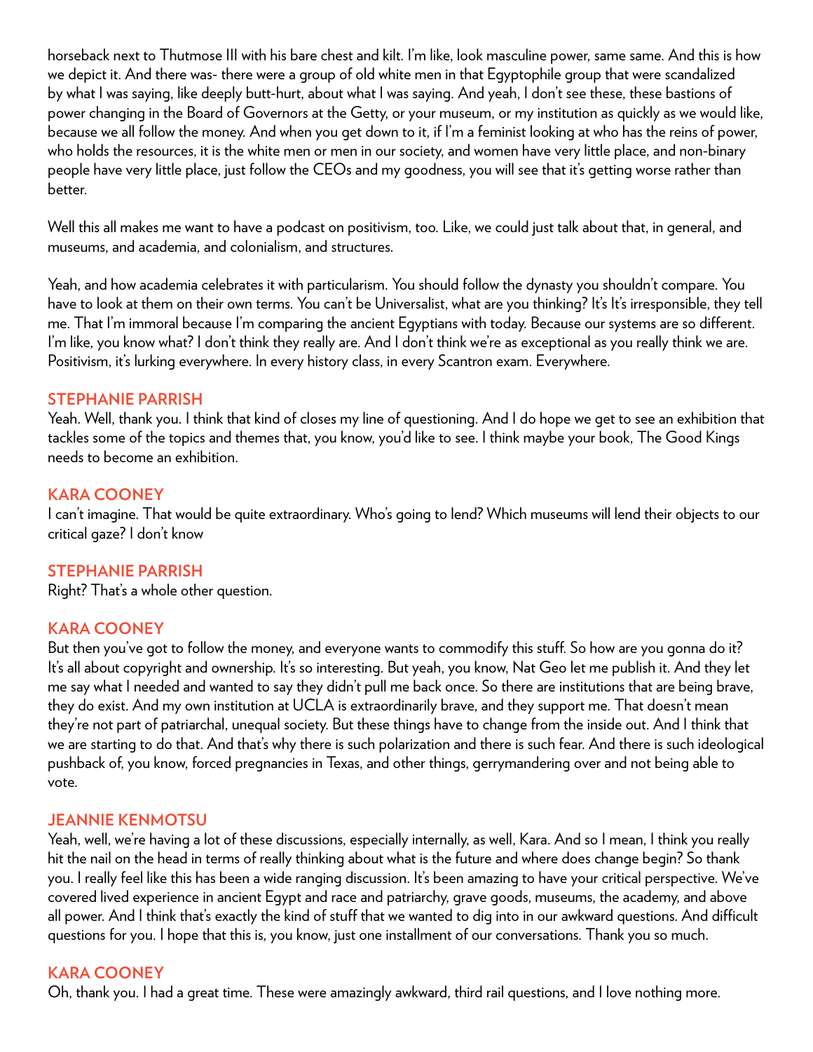horseback next to Thutmose III with his bare chest and kilt. I'm like, look masculine power, same same. And this is how we depict it. And there was- there were a group of old white men in that Egyptophile group that were scandalized by what I was saying, like deeply butt-hurt, about what I was saying. And yeah, I don't see these, these bastions of power changing in the Board of Governors at the Getty, or your museum, or my institution as quickly as we would like, because we all follow the money. And when you get down to it, if I'm a feminist looking at who has the reins of power, who holds the resources, it is the white men or men in our society, and women have very little place, and non-binary people have very little place, just follow the CEOs and my goodness, you will see that it's getting worse rather than better.

Well this all makes me want to have a podcast on positivism, too. Like, we could just talk about that, in general, and museums, and academia, and colonialism, and structures.

Yeah, and how academia celebrates it with particularism. You should follow the dynasty you shouldn't compare. You have to look at them on their own terms. You can't be Universalist, what are you thinking? It's It's irresponsible, they tell me. That I'm immoral because I'm comparing the ancient Egyptians with today. Because our systems are so different. I'm like, you know what? I don't think they really are. And I don't think we're as exceptional as you really think we are. Positivism, it's lurking everywhere. In every history class, in every Scantron exam. Everywhere.

**STEPHANIE PARRISH**

Yeah. Well, thank you. I think that kind of closes my line of questioning. And I do hope we get to see an exhibition that tackles some of the topics and themes that, you know, you'd like to see. I think maybe your book, The Good Kings needs to become an exhibition.

**KARA COONEY**

I can't imagine. That would be quite extraordinary. Who's going to lend? Which museums will lend their objects to our critical gaze? I don't know

**STEPHANIE PARRISH**

Right? That's a whole other question.

**KARA COONEY**

But then you've got to follow the money, and everyone wants to commodify this stuff. So how are you gonna do it? It's all about copyright and ownership. It's so interesting. But yeah, you know, Nat Geo let me publish it. And they let me say what I needed and wanted to say they didn't pull me back once. So there are institutions that are being brave, they do exist. And my own institution at UCLA is extraordinarily brave, and they support me. That doesn't mean they're not part of patriarchal, unequal society. But these things have to change from the inside out. And I think that we are starting to do that. And that's why there is such polarization and there is such fear. And there is such ideological pushback of, you know, forced pregnancies in Texas, and other things, gerrymandering over and not being able to vote.

**JEANNIE KENMOTSU**

Yeah, well, we're having a lot of these discussions, especially internally, as well, Kara. And so I mean, I think you really hit the nail on the head in terms of really thinking about what is the future and where does change begin? So thank you. I really feel like this has been a wide ranging discussion. It's been amazing to have your critical perspective. We've covered lived experience in ancient Egypt and race and patriarchy, grave goods, museums, the academy, and above all power. And I think that's exactly the kind of stuff that we wanted to dig into in our awkward questions. And difficult questions for you. I hope that this is, you know, just one installment of our conversations. Thank you so much.

**KARA COONEY**

Oh, thank you. I had a great time. These were amazingly awkward, third rail questions, and I love nothing more.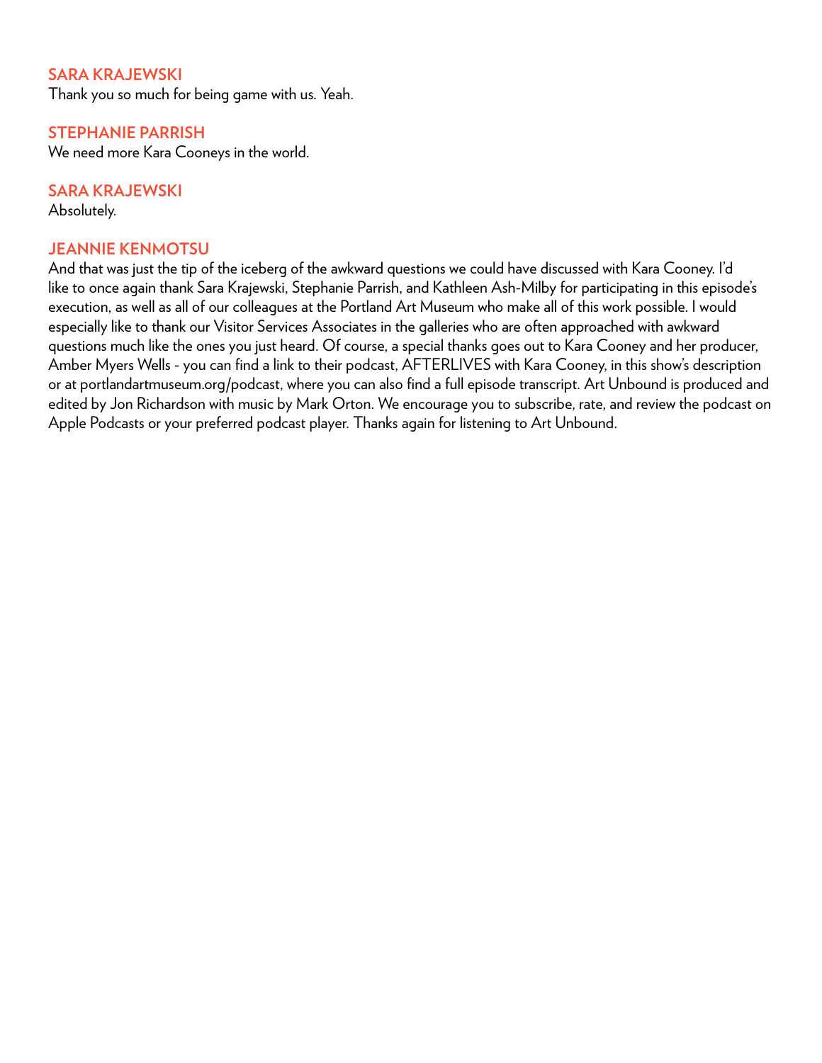**SARA KRAJEWSKI**
Thank you so much for being game with us. Yeah.

**STEPHANIE PARRISH**
We need more Kara Cooneys in the world.

**SARA KRAJEWSKI**
Absolutely.

**JEANNIE KENMOTSU**
And that was just the tip of the iceberg of the awkward questions we could have discussed with Kara Cooney. I'd like to once again thank Sara Krajewski, Stephanie Parrish, and Kathleen Ash-Milby for participating in this episode's execution, as well as all of our colleagues at the Portland Art Museum who make all of this work possible. I would especially like to thank our Visitor Services Associates in the galleries who are often approached with awkward questions much like the ones you just heard. Of course, a special thanks goes out to Kara Cooney and her producer, Amber Myers Wells - you can find a link to their podcast, AFTERLIVES with Kara Cooney, in this show's description or at portlandartmuseum.org/podcast, where you can also find a full episode transcript. Art Unbound is produced and edited by Jon Richardson with music by Mark Orton. We encourage you to subscribe, rate, and review the podcast on Apple Podcasts or your preferred podcast player. Thanks again for listening to Art Unbound.